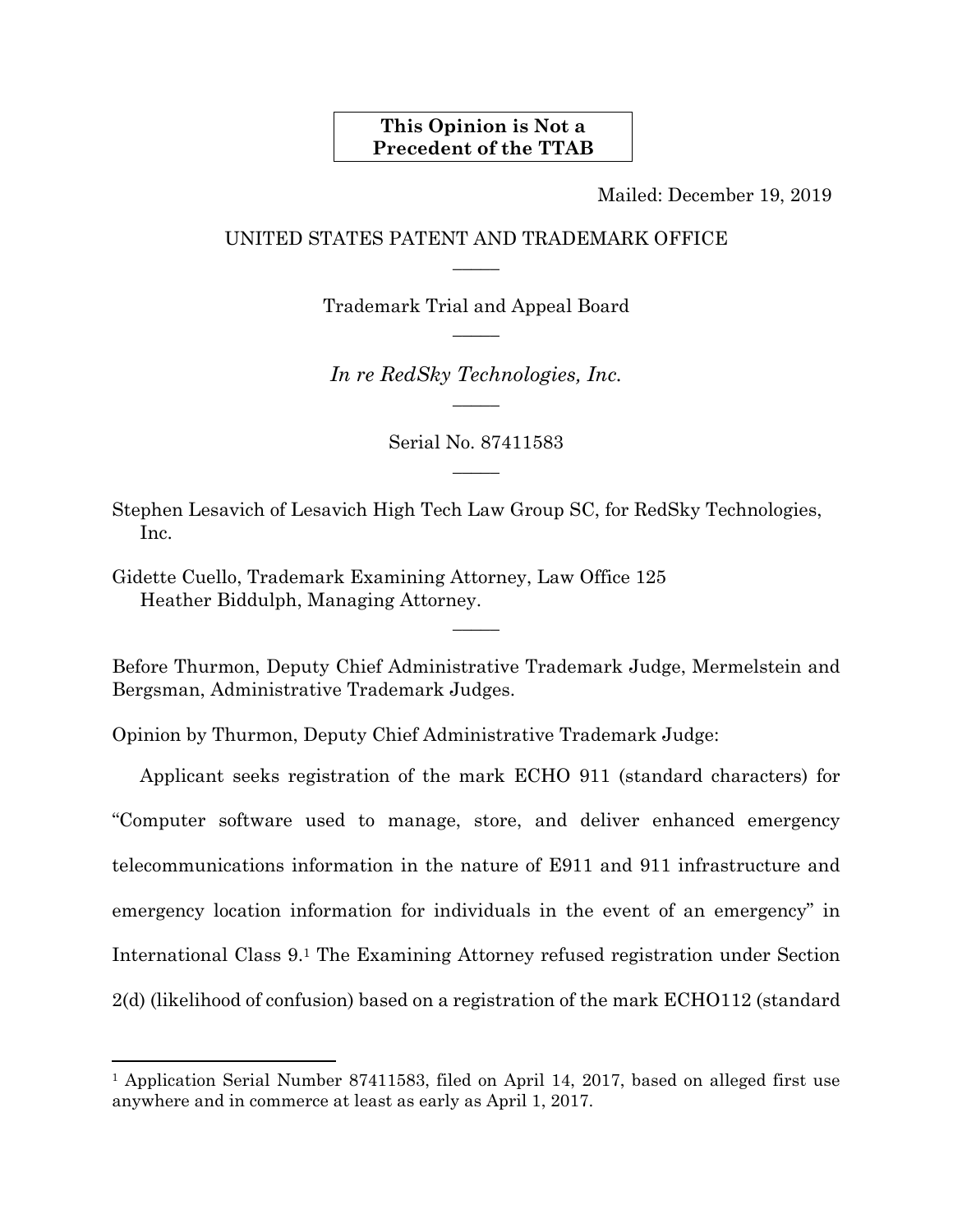**This Opinion is Not a Precedent of the TTAB**

Mailed: December 19, 2019

UNITED STATES PATENT AND TRADEMARK OFFICE

_____

Trademark Trial and Appeal Board

_____

*In re RedSky Technologies, Inc.*

_____

Serial No. 87411583

_____

Stephen Lesavich of Lesavich High Tech Law Group SC, for RedSky Technologies, Inc.

Gidette Cuello, Trademark Examining Attorney, Law Office 125
Heather Biddulph, Managing Attorney.

_____

Before Thurmon, Deputy Chief Administrative Trademark Judge, Mermelstein and Bergsman, Administrative Trademark Judges.

Opinion by Thurmon, Deputy Chief Administrative Trademark Judge:

Applicant seeks registration of the mark ECHO 911 (standard characters) for "Computer software used to manage, store, and deliver enhanced emergency telecommunications information in the nature of E911 and 911 infrastructure and emergency location information for individuals in the event of an emergency" in International Class 9.[1] The Examining Attorney refused registration under Section 2(d) (likelihood of confusion) based on a registration of the mark ECHO112 (standard

---

[1] Application Serial Number 87411583, filed on April 14, 2017, based on alleged first use anywhere and in commerce at least as early as April 1, 2017.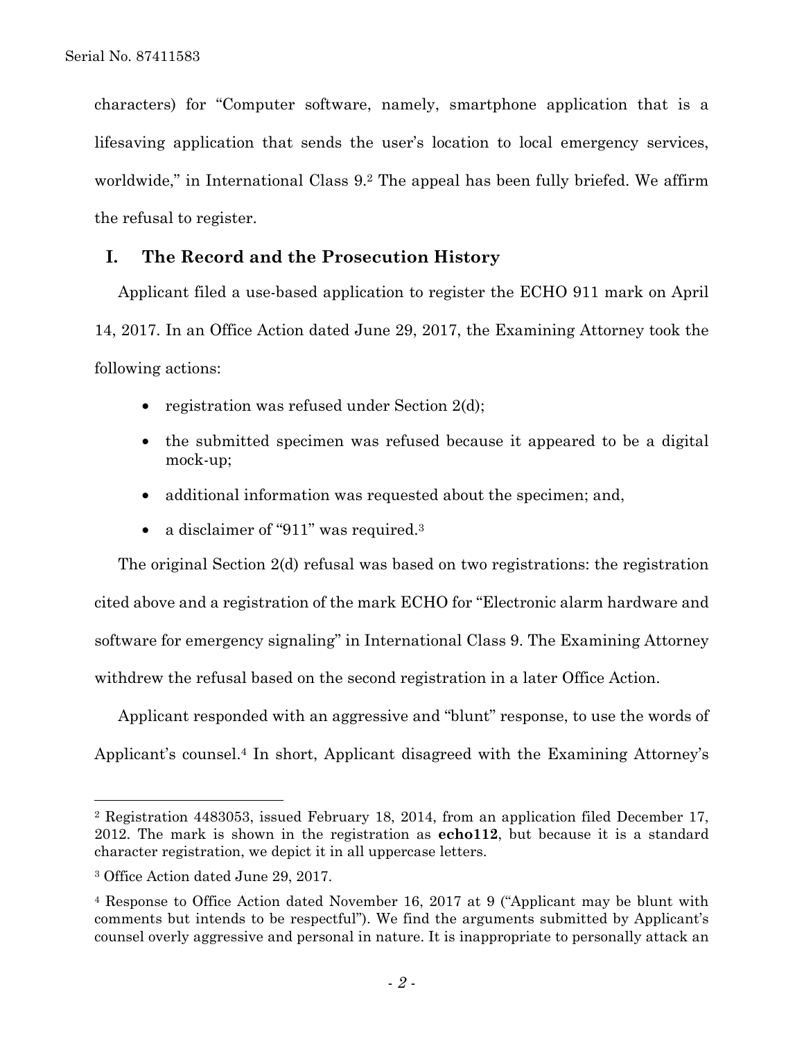characters) for "Computer software, namely, smartphone application that is a lifesaving application that sends the user's location to local emergency services, worldwide," in International Class 9.[2] The appeal has been fully briefed. We affirm the refusal to register.

## I. The Record and the Prosecution History

Applicant filed a use-based application to register the ECHO 911 mark on April 14, 2017. In an Office Action dated June 29, 2017, the Examining Attorney took the following actions:

- registration was refused under Section 2(d);
- the submitted specimen was refused because it appeared to be a digital mock-up;
- additional information was requested about the specimen; and,
- a disclaimer of "911" was required.[3]

The original Section 2(d) refusal was based on two registrations: the registration cited above and a registration of the mark ECHO for "Electronic alarm hardware and software for emergency signaling" in International Class 9. The Examining Attorney withdrew the refusal based on the second registration in a later Office Action.

Applicant responded with an aggressive and "blunt" response, to use the words of Applicant's counsel.[4] In short, Applicant disagreed with the Examining Attorney's

---

[2] Registration 4483053, issued February 18, 2014, from an application filed December 17, 2012. The mark is shown in the registration as **echo112**, but because it is a standard character registration, we depict it in all uppercase letters.

[3] Office Action dated June 29, 2017.

[4] Response to Office Action dated November 16, 2017 at 9 ("Applicant may be blunt with comments but intends to be respectful"). We find the arguments submitted by Applicant's counsel overly aggressive and personal in nature. It is inappropriate to personally attack an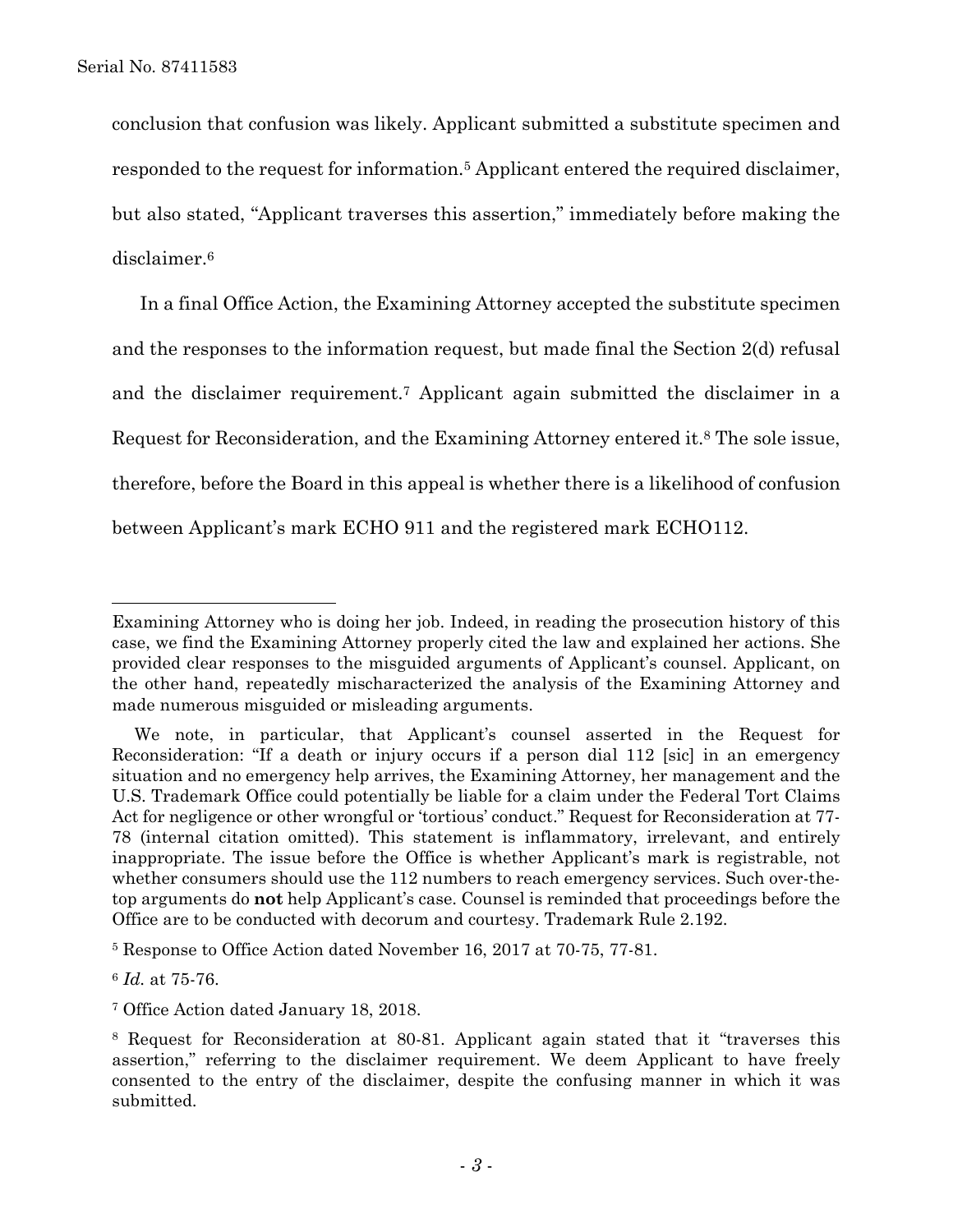conclusion that confusion was likely. Applicant submitted a substitute specimen and responded to the request for information.[5] Applicant entered the required disclaimer, but also stated, "Applicant traverses this assertion," immediately before making the disclaimer.[6]

In a final Office Action, the Examining Attorney accepted the substitute specimen and the responses to the information request, but made final the Section 2(d) refusal and the disclaimer requirement.[7] Applicant again submitted the disclaimer in a Request for Reconsideration, and the Examining Attorney entered it.[8] The sole issue, therefore, before the Board in this appeal is whether there is a likelihood of confusion between Applicant's mark ECHO 911 and the registered mark ECHO112.

---

Examining Attorney who is doing her job. Indeed, in reading the prosecution history of this case, we find the Examining Attorney properly cited the law and explained her actions. She provided clear responses to the misguided arguments of Applicant's counsel. Applicant, on the other hand, repeatedly mischaracterized the analysis of the Examining Attorney and made numerous misguided or misleading arguments.

We note, in particular, that Applicant's counsel asserted in the Request for Reconsideration: "If a death or injury occurs if a person dial 112 [sic] in an emergency situation and no emergency help arrives, the Examining Attorney, her management and the U.S. Trademark Office could potentially be liable for a claim under the Federal Tort Claims Act for negligence or other wrongful or 'tortious' conduct." Request for Reconsideration at 77-78 (internal citation omitted). This statement is inflammatory, irrelevant, and entirely inappropriate. The issue before the Office is whether Applicant's mark is registrable, not whether consumers should use the 112 numbers to reach emergency services. Such over-the-top arguments do **not** help Applicant's case. Counsel is reminded that proceedings before the Office are to be conducted with decorum and courtesy. Trademark Rule 2.192.

[5] Response to Office Action dated November 16, 2017 at 70-75, 77-81.

[6] *Id.* at 75-76.

[7] Office Action dated January 18, 2018.

[8] Request for Reconsideration at 80-81. Applicant again stated that it "traverses this assertion," referring to the disclaimer requirement. We deem Applicant to have freely consented to the entry of the disclaimer, despite the confusing manner in which it was submitted.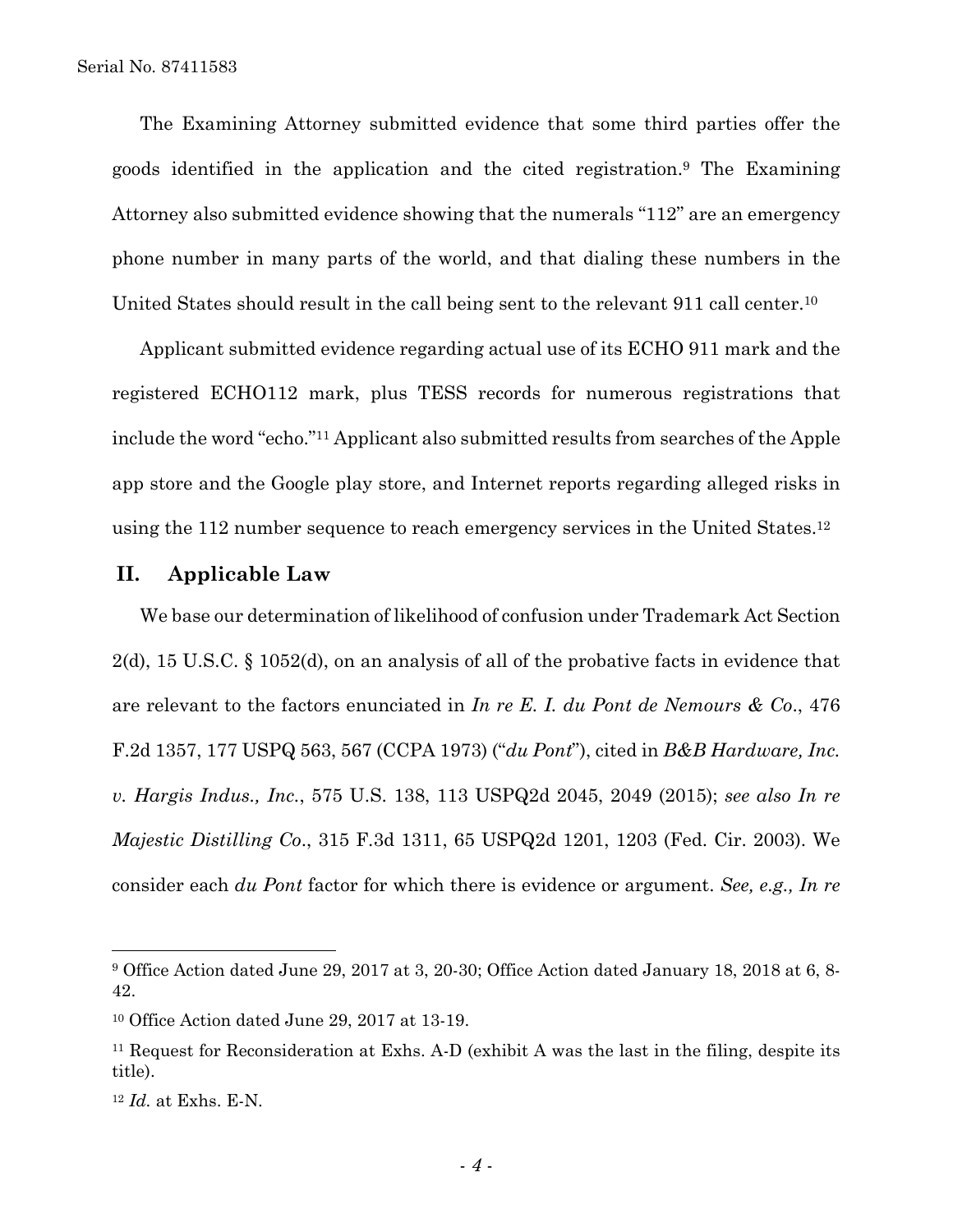The Examining Attorney submitted evidence that some third parties offer the goods identified in the application and the cited registration.[9] The Examining Attorney also submitted evidence showing that the numerals "112" are an emergency phone number in many parts of the world, and that dialing these numbers in the United States should result in the call being sent to the relevant 911 call center.[10]

Applicant submitted evidence regarding actual use of its ECHO 911 mark and the registered ECHO112 mark, plus TESS records for numerous registrations that include the word "echo."[11] Applicant also submitted results from searches of the Apple app store and the Google play store, and Internet reports regarding alleged risks in using the 112 number sequence to reach emergency services in the United States.[12]

## II. Applicable Law

We base our determination of likelihood of confusion under Trademark Act Section 2(d), 15 U.S.C. § 1052(d), on an analysis of all of the probative facts in evidence that are relevant to the factors enunciated in *In re E. I. du Pont de Nemours & Co*., 476 F.2d 1357, 177 USPQ 563, 567 (CCPA 1973) ("*du Pont*"), cited in *B&B Hardware, Inc. v. Hargis Indus., Inc.*, 575 U.S. 138, 113 USPQ2d 2045, 2049 (2015); *see also In re Majestic Distilling Co*., 315 F.3d 1311, 65 USPQ2d 1201, 1203 (Fed. Cir. 2003). We consider each *du Pont* factor for which there is evidence or argument. *See, e.g., In re*

---

[9] Office Action dated June 29, 2017 at 3, 20-30; Office Action dated January 18, 2018 at 6, 8-42.

[10] Office Action dated June 29, 2017 at 13-19.

[11] Request for Reconsideration at Exhs. A-D (exhibit A was the last in the filing, despite its title).

[12] *Id.* at Exhs. E-N.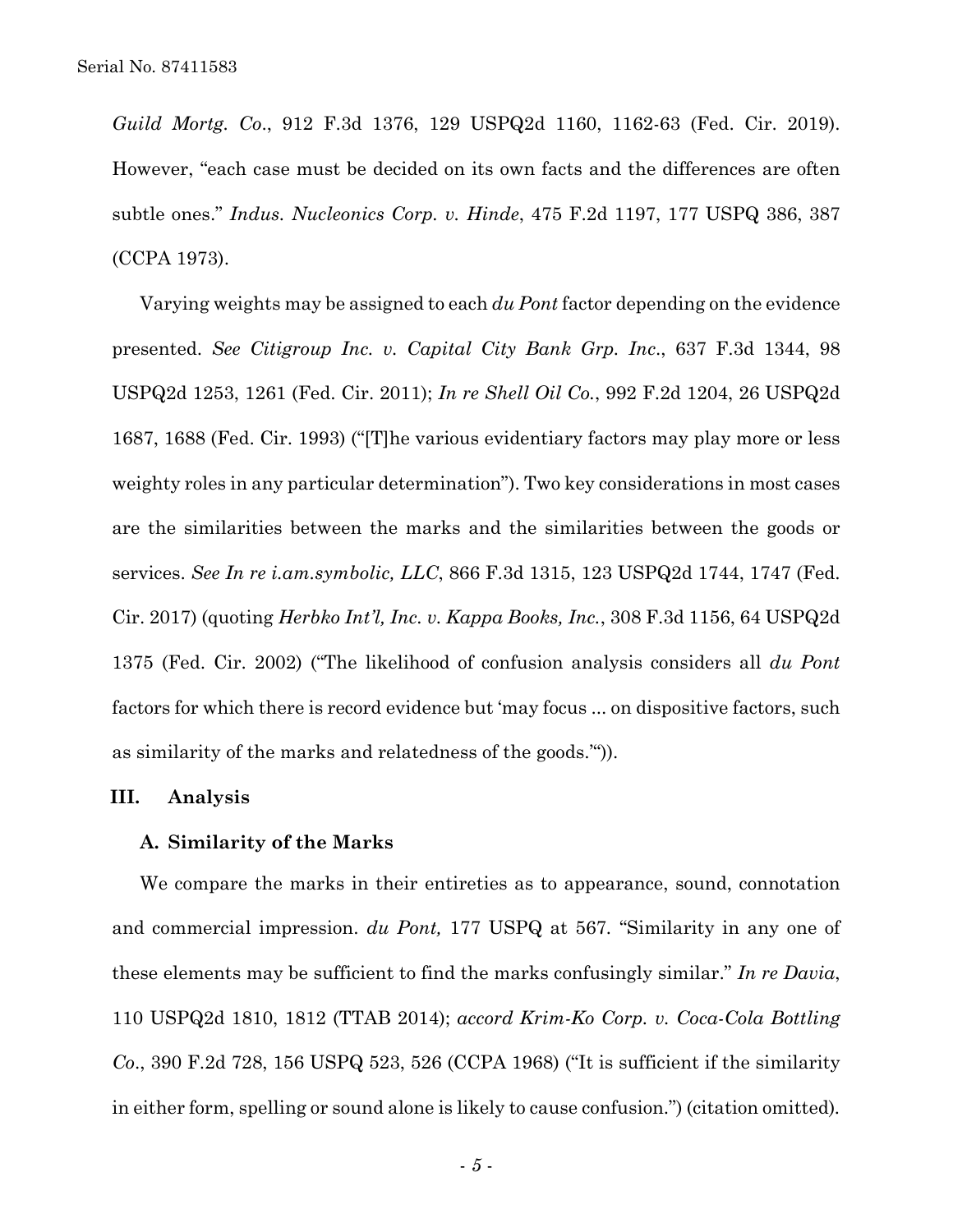*Guild Mortg. Co*., 912 F.3d 1376, 129 USPQ2d 1160, 1162-63 (Fed. Cir. 2019). However, "each case must be decided on its own facts and the differences are often subtle ones." *Indus. Nucleonics Corp. v. Hinde*, 475 F.2d 1197, 177 USPQ 386, 387 (CCPA 1973).

Varying weights may be assigned to each *du Pont* factor depending on the evidence presented. *See Citigroup Inc. v. Capital City Bank Grp. Inc*., 637 F.3d 1344, 98 USPQ2d 1253, 1261 (Fed. Cir. 2011); *In re Shell Oil Co.*, 992 F.2d 1204, 26 USPQ2d 1687, 1688 (Fed. Cir. 1993) ("[T]he various evidentiary factors may play more or less weighty roles in any particular determination"). Two key considerations in most cases are the similarities between the marks and the similarities between the goods or services. *See In re i.am.symbolic, LLC*, 866 F.3d 1315, 123 USPQ2d 1744, 1747 (Fed. Cir. 2017) (quoting *Herbko Int'l, Inc. v. Kappa Books, Inc.*, 308 F.3d 1156, 64 USPQ2d 1375 (Fed. Cir. 2002) ("The likelihood of confusion analysis considers all *du Pont* factors for which there is record evidence but 'may focus ... on dispositive factors, such as similarity of the marks and relatedness of the goods.'")).

## III. Analysis

### A. Similarity of the Marks

We compare the marks in their entireties as to appearance, sound, connotation and commercial impression. *du Pont,* 177 USPQ at 567. "Similarity in any one of these elements may be sufficient to find the marks confusingly similar." *In re Davia*, 110 USPQ2d 1810, 1812 (TTAB 2014); *accord Krim-Ko Corp. v. Coca-Cola Bottling Co*., 390 F.2d 728, 156 USPQ 523, 526 (CCPA 1968) ("It is sufficient if the similarity in either form, spelling or sound alone is likely to cause confusion.") (citation omitted).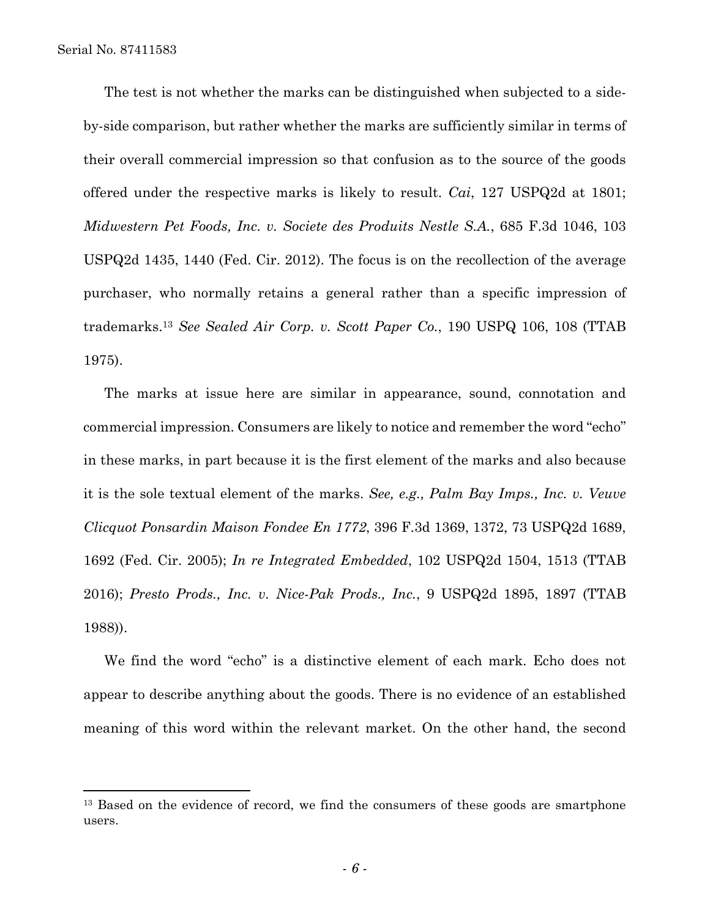The test is not whether the marks can be distinguished when subjected to a side-by-side comparison, but rather whether the marks are sufficiently similar in terms of their overall commercial impression so that confusion as to the source of the goods offered under the respective marks is likely to result. *Cai*, 127 USPQ2d at 1801; *Midwestern Pet Foods, Inc. v. Societe des Produits Nestle S.A.*, 685 F.3d 1046, 103 USPQ2d 1435, 1440 (Fed. Cir. 2012). The focus is on the recollection of the average purchaser, who normally retains a general rather than a specific impression of trademarks.[13] *See Sealed Air Corp. v. Scott Paper Co.*, 190 USPQ 106, 108 (TTAB 1975).

The marks at issue here are similar in appearance, sound, connotation and commercial impression. Consumers are likely to notice and remember the word "echo" in these marks, in part because it is the first element of the marks and also because it is the sole textual element of the marks. *See, e.g., Palm Bay Imps., Inc. v. Veuve Clicquot Ponsardin Maison Fondee En 1772*, 396 F.3d 1369, 1372, 73 USPQ2d 1689, 1692 (Fed. Cir. 2005); *In re Integrated Embedded*, 102 USPQ2d 1504, 1513 (TTAB 2016); *Presto Prods., Inc. v. Nice-Pak Prods., Inc.*, 9 USPQ2d 1895, 1897 (TTAB 1988)).

We find the word "echo" is a distinctive element of each mark. Echo does not appear to describe anything about the goods. There is no evidence of an established meaning of this word within the relevant market. On the other hand, the second

---

[13] Based on the evidence of record, we find the consumers of these goods are smartphone users.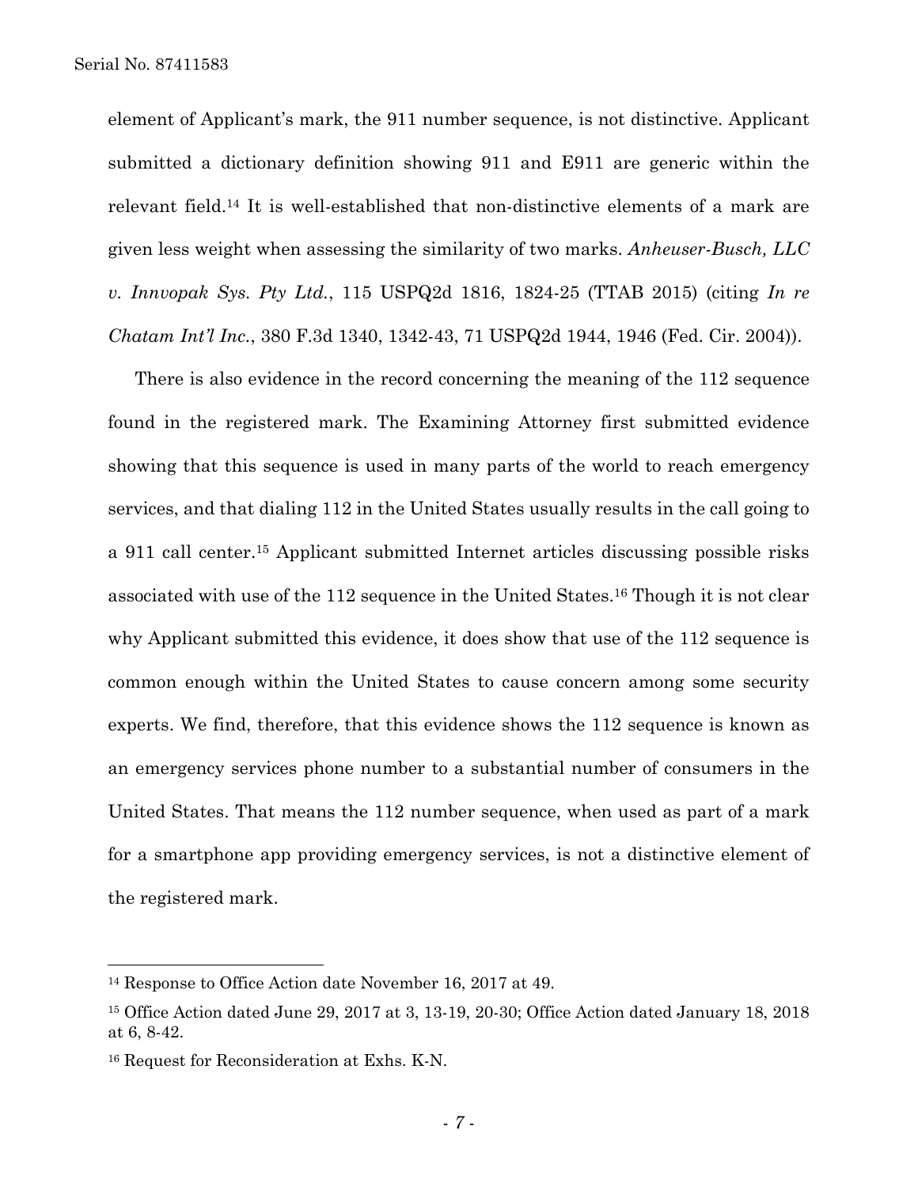element of Applicant's mark, the 911 number sequence, is not distinctive. Applicant submitted a dictionary definition showing 911 and E911 are generic within the relevant field.[14] It is well-established that non-distinctive elements of a mark are given less weight when assessing the similarity of two marks. *Anheuser-Busch, LLC v. Innvopak Sys. Pty Ltd.*, 115 USPQ2d 1816, 1824-25 (TTAB 2015) (citing *In re Chatam Int'l Inc.*, 380 F.3d 1340, 1342-43, 71 USPQ2d 1944, 1946 (Fed. Cir. 2004)).

There is also evidence in the record concerning the meaning of the 112 sequence found in the registered mark. The Examining Attorney first submitted evidence showing that this sequence is used in many parts of the world to reach emergency services, and that dialing 112 in the United States usually results in the call going to a 911 call center.[15] Applicant submitted Internet articles discussing possible risks associated with use of the 112 sequence in the United States.[16] Though it is not clear why Applicant submitted this evidence, it does show that use of the 112 sequence is common enough within the United States to cause concern among some security experts. We find, therefore, that this evidence shows the 112 sequence is known as an emergency services phone number to a substantial number of consumers in the United States. That means the 112 number sequence, when used as part of a mark for a smartphone app providing emergency services, is not a distinctive element of the registered mark.

---

[14] Response to Office Action date November 16, 2017 at 49.

[15] Office Action dated June 29, 2017 at 3, 13-19, 20-30; Office Action dated January 18, 2018 at 6, 8-42.

[16] Request for Reconsideration at Exhs. K-N.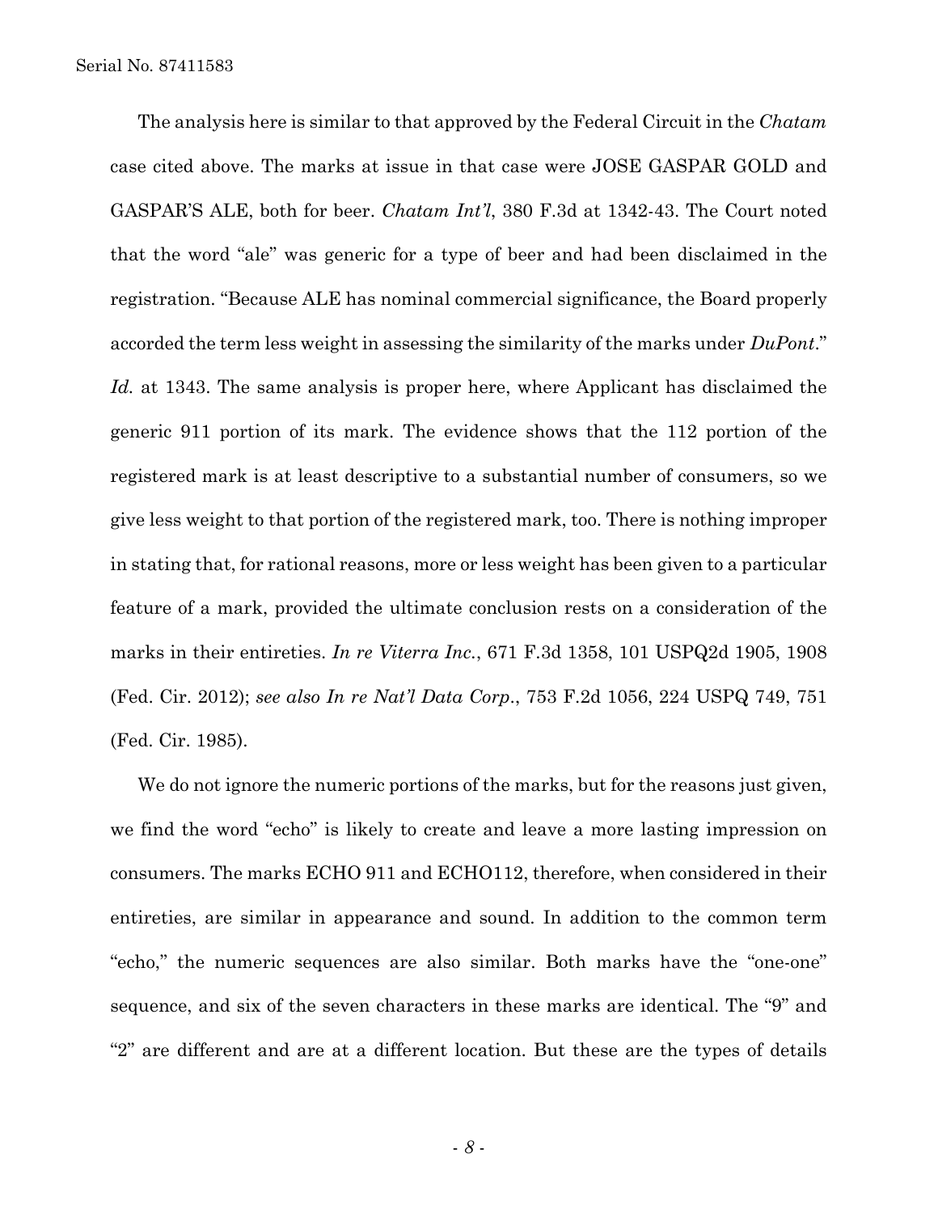The analysis here is similar to that approved by the Federal Circuit in the *Chatam* case cited above. The marks at issue in that case were JOSE GASPAR GOLD and GASPAR'S ALE, both for beer. *Chatam Int'l*, 380 F.3d at 1342-43. The Court noted that the word "ale" was generic for a type of beer and had been disclaimed in the registration. "Because ALE has nominal commercial significance, the Board properly accorded the term less weight in assessing the similarity of the marks under *DuPont*." *Id.* at 1343. The same analysis is proper here, where Applicant has disclaimed the generic 911 portion of its mark. The evidence shows that the 112 portion of the registered mark is at least descriptive to a substantial number of consumers, so we give less weight to that portion of the registered mark, too. There is nothing improper in stating that, for rational reasons, more or less weight has been given to a particular feature of a mark, provided the ultimate conclusion rests on a consideration of the marks in their entireties. *In re Viterra Inc.*, 671 F.3d 1358, 101 USPQ2d 1905, 1908 (Fed. Cir. 2012); *see also In re Nat'l Data Corp.*, 753 F.2d 1056, 224 USPQ 749, 751 (Fed. Cir. 1985).

We do not ignore the numeric portions of the marks, but for the reasons just given, we find the word "echo" is likely to create and leave a more lasting impression on consumers. The marks ECHO 911 and ECHO112, therefore, when considered in their entireties, are similar in appearance and sound. In addition to the common term "echo," the numeric sequences are also similar. Both marks have the "one-one" sequence, and six of the seven characters in these marks are identical. The "9" and "2" are different and are at a different location. But these are the types of details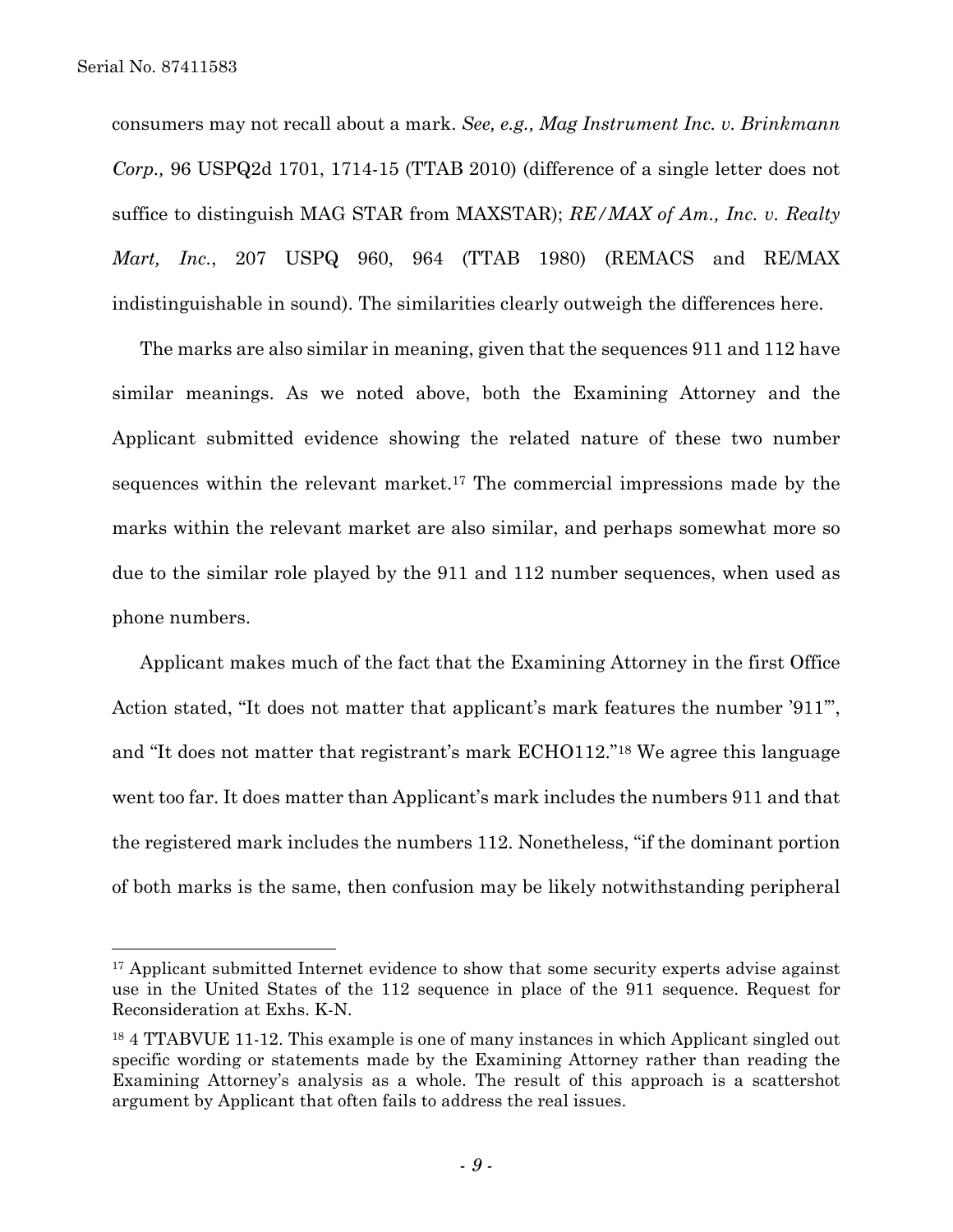consumers may not recall about a mark. *See, e.g., Mag Instrument Inc. v. Brinkmann Corp.,* 96 USPQ2d 1701, 1714-15 (TTAB 2010) (difference of a single letter does not suffice to distinguish MAG STAR from MAXSTAR); *RE/MAX of Am., Inc. v. Realty Mart, Inc.*, 207 USPQ 960, 964 (TTAB 1980) (REMACS and RE/MAX indistinguishable in sound). The similarities clearly outweigh the differences here.

The marks are also similar in meaning, given that the sequences 911 and 112 have similar meanings. As we noted above, both the Examining Attorney and the Applicant submitted evidence showing the related nature of these two number sequences within the relevant market.[17] The commercial impressions made by the marks within the relevant market are also similar, and perhaps somewhat more so due to the similar role played by the 911 and 112 number sequences, when used as phone numbers.

Applicant makes much of the fact that the Examining Attorney in the first Office Action stated, "It does not matter that applicant's mark features the number '911'", and "It does not matter that registrant's mark ECHO112."[18] We agree this language went too far. It does matter than Applicant's mark includes the numbers 911 and that the registered mark includes the numbers 112. Nonetheless, "if the dominant portion of both marks is the same, then confusion may be likely notwithstanding peripheral

---

[17] Applicant submitted Internet evidence to show that some security experts advise against use in the United States of the 112 sequence in place of the 911 sequence. Request for Reconsideration at Exhs. K-N.

[18] 4 TTABVUE 11-12. This example is one of many instances in which Applicant singled out specific wording or statements made by the Examining Attorney rather than reading the Examining Attorney's analysis as a whole. The result of this approach is a scattershot argument by Applicant that often fails to address the real issues.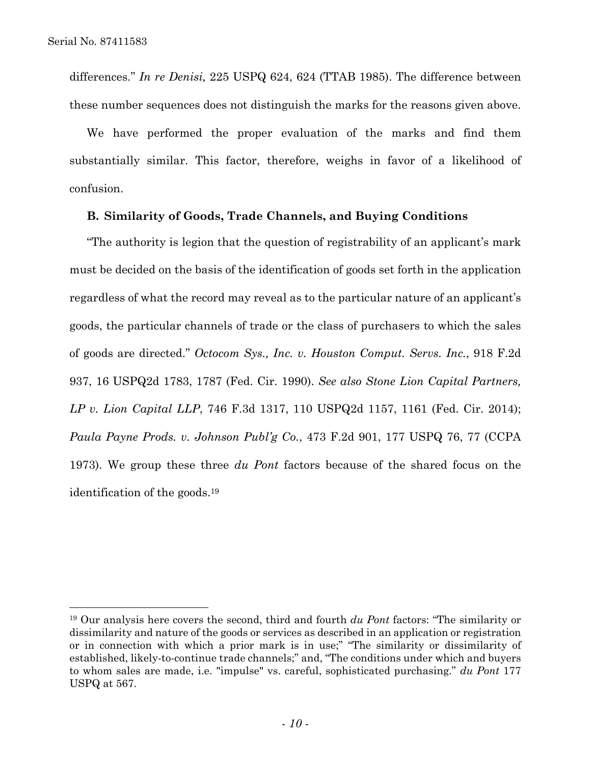differences." *In re Denisi,* 225 USPQ 624, 624 (TTAB 1985). The difference between these number sequences does not distinguish the marks for the reasons given above.

We have performed the proper evaluation of the marks and find them substantially similar. This factor, therefore, weighs in favor of a likelihood of confusion.

### B. Similarity of Goods, Trade Channels, and Buying Conditions

"The authority is legion that the question of registrability of an applicant's mark must be decided on the basis of the identification of goods set forth in the application regardless of what the record may reveal as to the particular nature of an applicant's goods, the particular channels of trade or the class of purchasers to which the sales of goods are directed." *Octocom Sys., Inc. v. Houston Comput. Servs. Inc.*, 918 F.2d 937, 16 USPQ2d 1783, 1787 (Fed. Cir. 1990). *See also Stone Lion Capital Partners, LP v. Lion Capital LLP*, 746 F.3d 1317, 110 USPQ2d 1157, 1161 (Fed. Cir. 2014); *Paula Payne Prods. v. Johnson Publ'g Co.*, 473 F.2d 901, 177 USPQ 76, 77 (CCPA 1973). We group these three *du Pont* factors because of the shared focus on the identification of the goods.[19]

---

[19] Our analysis here covers the second, third and fourth *du Pont* factors: "The similarity or dissimilarity and nature of the goods or services as described in an application or registration or in connection with which a prior mark is in use;" "The similarity or dissimilarity of established, likely-to-continue trade channels;" and, "The conditions under which and buyers to whom sales are made, i.e. "impulse" vs. careful, sophisticated purchasing." *du Pont* 177 USPQ at 567.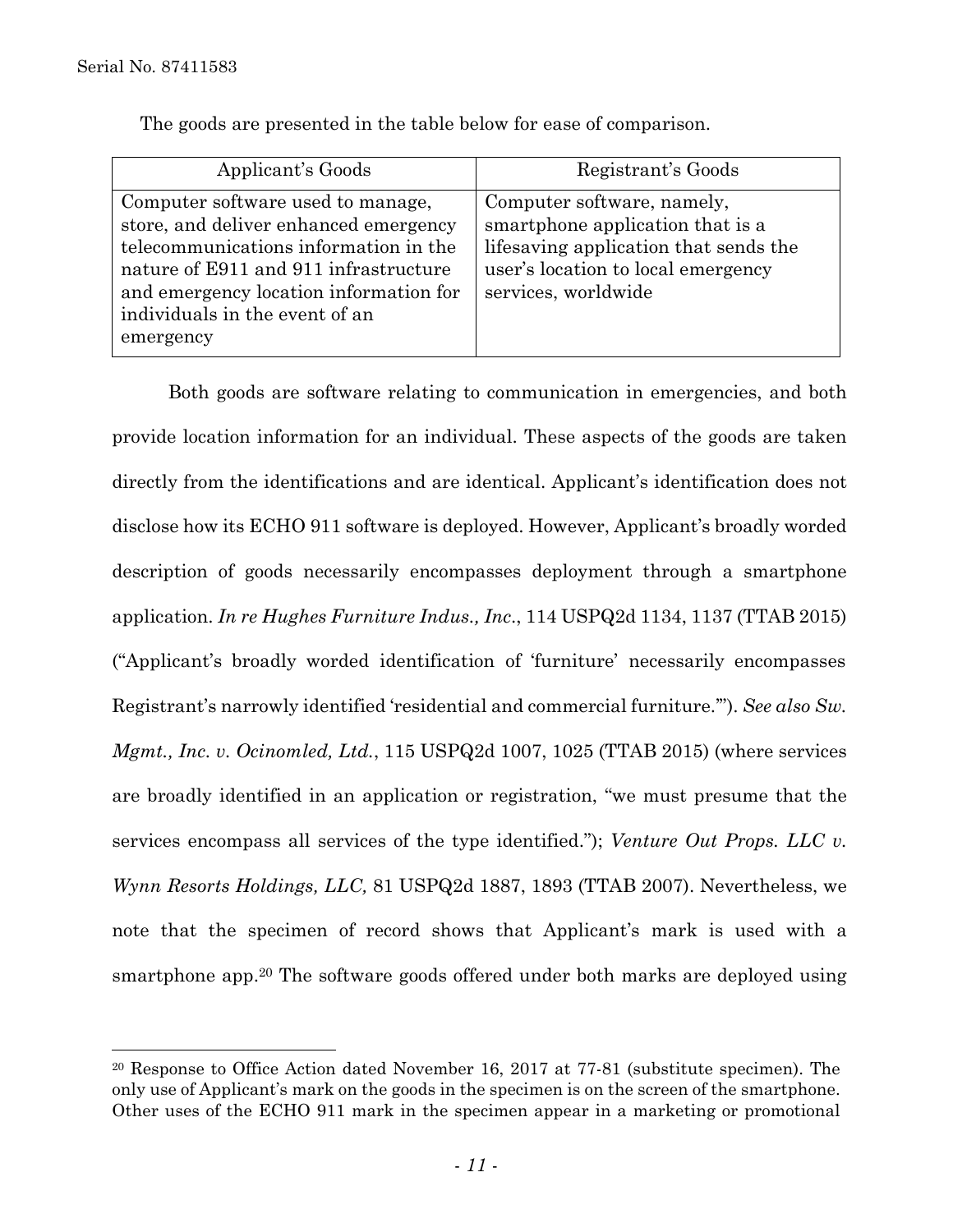The goods are presented in the table below for ease of comparison.

| Applicant's Goods | Registrant's Goods |
|---|---|
| Computer software used to manage, store, and deliver enhanced emergency telecommunications information in the nature of E911 and 911 infrastructure and emergency location information for individuals in the event of an emergency | Computer software, namely, smartphone application that is a lifesaving application that sends the user's location to local emergency services, worldwide |

Both goods are software relating to communication in emergencies, and both provide location information for an individual. These aspects of the goods are taken directly from the identifications and are identical. Applicant's identification does not disclose how its ECHO 911 software is deployed. However, Applicant's broadly worded description of goods necessarily encompasses deployment through a smartphone application. *In re Hughes Furniture Indus., Inc*., 114 USPQ2d 1134, 1137 (TTAB 2015) ("Applicant's broadly worded identification of 'furniture' necessarily encompasses Registrant's narrowly identified 'residential and commercial furniture.'"). *See also Sw. Mgmt., Inc. v. Ocinomled, Ltd.*, 115 USPQ2d 1007, 1025 (TTAB 2015) (where services are broadly identified in an application or registration, "we must presume that the services encompass all services of the type identified."); *Venture Out Props. LLC v. Wynn Resorts Holdings, LLC,* 81 USPQ2d 1887, 1893 (TTAB 2007). Nevertheless, we note that the specimen of record shows that Applicant's mark is used with a smartphone app.[20] The software goods offered under both marks are deployed using

[20] Response to Office Action dated November 16, 2017 at 77-81 (substitute specimen). The only use of Applicant's mark on the goods in the specimen is on the screen of the smartphone. Other uses of the ECHO 911 mark in the specimen appear in a marketing or promotional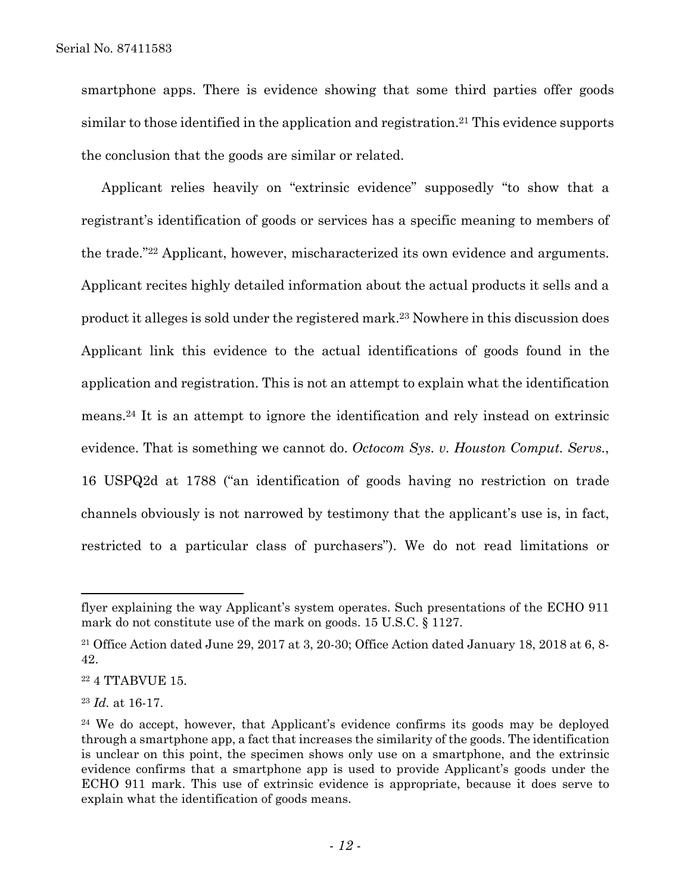smartphone apps. There is evidence showing that some third parties offer goods similar to those identified in the application and registration.[21] This evidence supports the conclusion that the goods are similar or related.

Applicant relies heavily on "extrinsic evidence" supposedly "to show that a registrant's identification of goods or services has a specific meaning to members of the trade."[22] Applicant, however, mischaracterized its own evidence and arguments. Applicant recites highly detailed information about the actual products it sells and a product it alleges is sold under the registered mark.[23] Nowhere in this discussion does Applicant link this evidence to the actual identifications of goods found in the application and registration. This is not an attempt to explain what the identification means.[24] It is an attempt to ignore the identification and rely instead on extrinsic evidence. That is something we cannot do. *Octocom Sys. v. Houston Comput. Servs.*, 16 USPQ2d at 1788 ("an identification of goods having no restriction on trade channels obviously is not narrowed by testimony that the applicant's use is, in fact, restricted to a particular class of purchasers"). We do not read limitations or

---

flyer explaining the way Applicant's system operates. Such presentations of the ECHO 911 mark do not constitute use of the mark on goods. 15 U.S.C. § 1127.

[21] Office Action dated June 29, 2017 at 3, 20-30; Office Action dated January 18, 2018 at 6, 8-42.

[22] 4 TTABVUE 15.

[23] *Id.* at 16-17.

[24] We do accept, however, that Applicant's evidence confirms its goods may be deployed through a smartphone app, a fact that increases the similarity of the goods. The identification is unclear on this point, the specimen shows only use on a smartphone, and the extrinsic evidence confirms that a smartphone app is used to provide Applicant's goods under the ECHO 911 mark. This use of extrinsic evidence is appropriate, because it does serve to explain what the identification of goods means.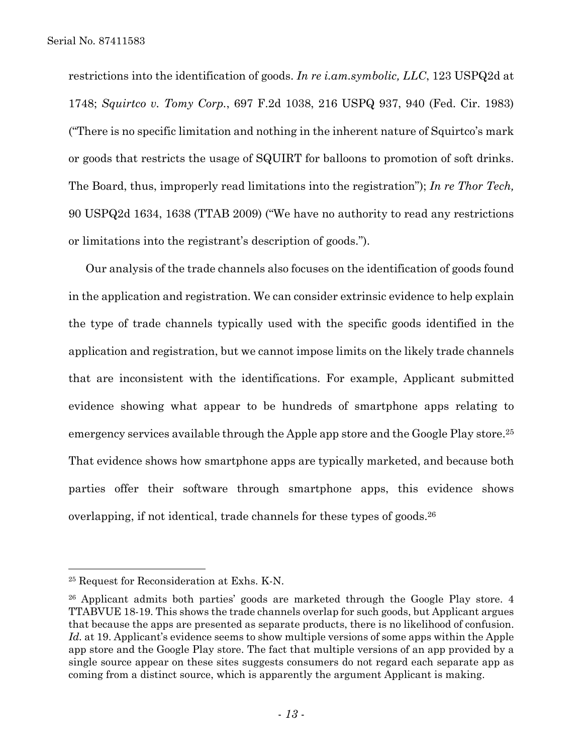restrictions into the identification of goods. *In re i.am.symbolic, LLC*, 123 USPQ2d at 1748; *Squirtco v. Tomy Corp.*, 697 F.2d 1038, 216 USPQ 937, 940 (Fed. Cir. 1983) ("There is no specific limitation and nothing in the inherent nature of Squirtco's mark or goods that restricts the usage of SQUIRT for balloons to promotion of soft drinks. The Board, thus, improperly read limitations into the registration"); *In re Thor Tech,* 90 USPQ2d 1634, 1638 (TTAB 2009) ("We have no authority to read any restrictions or limitations into the registrant's description of goods.").

Our analysis of the trade channels also focuses on the identification of goods found in the application and registration. We can consider extrinsic evidence to help explain the type of trade channels typically used with the specific goods identified in the application and registration, but we cannot impose limits on the likely trade channels that are inconsistent with the identifications. For example, Applicant submitted evidence showing what appear to be hundreds of smartphone apps relating to emergency services available through the Apple app store and the Google Play store.[25] That evidence shows how smartphone apps are typically marketed, and because both parties offer their software through smartphone apps, this evidence shows overlapping, if not identical, trade channels for these types of goods.[26]

---

[25] Request for Reconsideration at Exhs. K-N.

[26] Applicant admits both parties' goods are marketed through the Google Play store. 4 TTABVUE 18-19. This shows the trade channels overlap for such goods, but Applicant argues that because the apps are presented as separate products, there is no likelihood of confusion. *Id.* at 19. Applicant's evidence seems to show multiple versions of some apps within the Apple app store and the Google Play store. The fact that multiple versions of an app provided by a single source appear on these sites suggests consumers do not regard each separate app as coming from a distinct source, which is apparently the argument Applicant is making.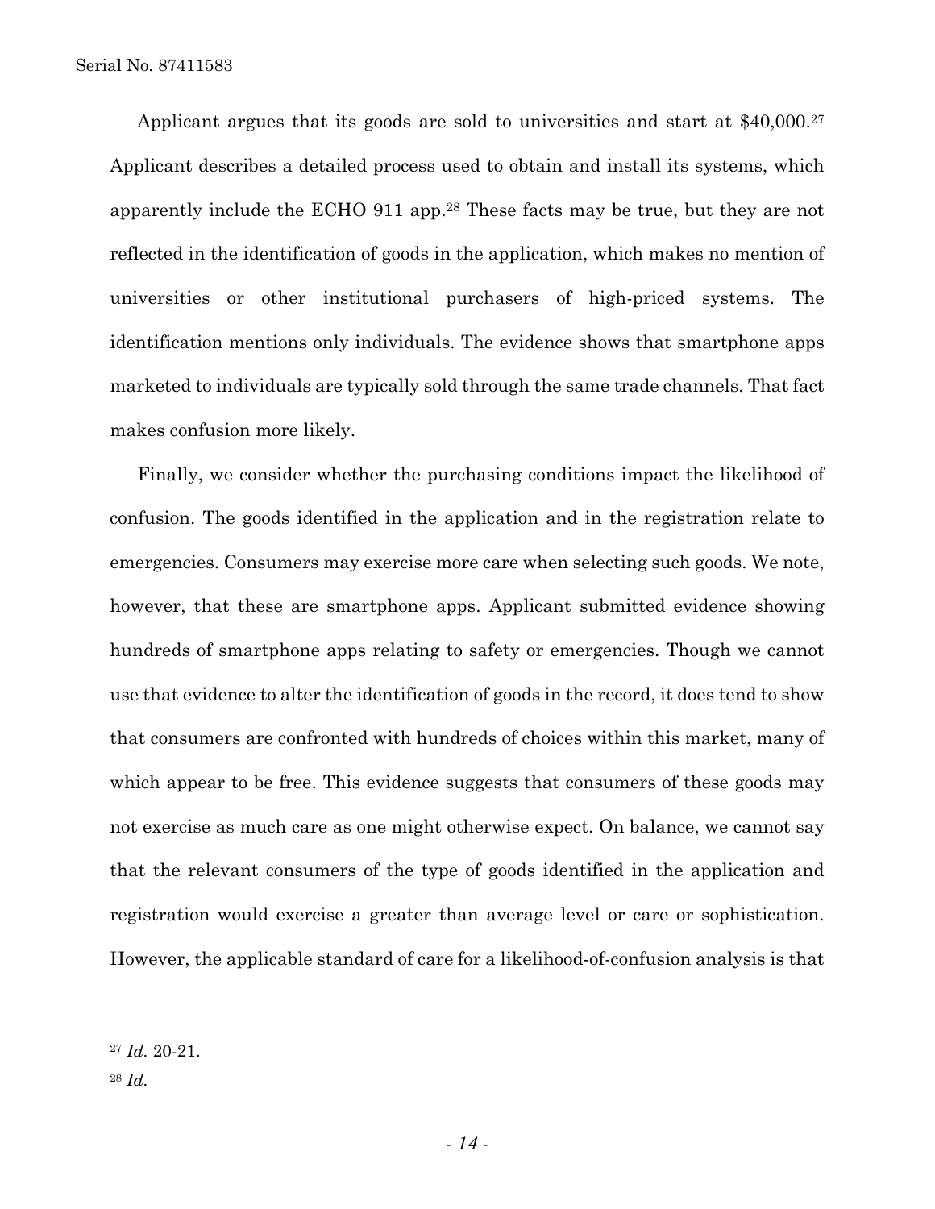Applicant argues that its goods are sold to universities and start at $40,000.[27] Applicant describes a detailed process used to obtain and install its systems, which apparently include the ECHO 911 app.[28] These facts may be true, but they are not reflected in the identification of goods in the application, which makes no mention of universities or other institutional purchasers of high-priced systems. The identification mentions only individuals. The evidence shows that smartphone apps marketed to individuals are typically sold through the same trade channels. That fact makes confusion more likely.

Finally, we consider whether the purchasing conditions impact the likelihood of confusion. The goods identified in the application and in the registration relate to emergencies. Consumers may exercise more care when selecting such goods. We note, however, that these are smartphone apps. Applicant submitted evidence showing hundreds of smartphone apps relating to safety or emergencies. Though we cannot use that evidence to alter the identification of goods in the record, it does tend to show that consumers are confronted with hundreds of choices within this market, many of which appear to be free. This evidence suggests that consumers of these goods may not exercise as much care as one might otherwise expect. On balance, we cannot say that the relevant consumers of the type of goods identified in the application and registration would exercise a greater than average level or care or sophistication. However, the applicable standard of care for a likelihood-of-confusion analysis is that

---

[27] *Id.* 20-21.

[28] *Id.*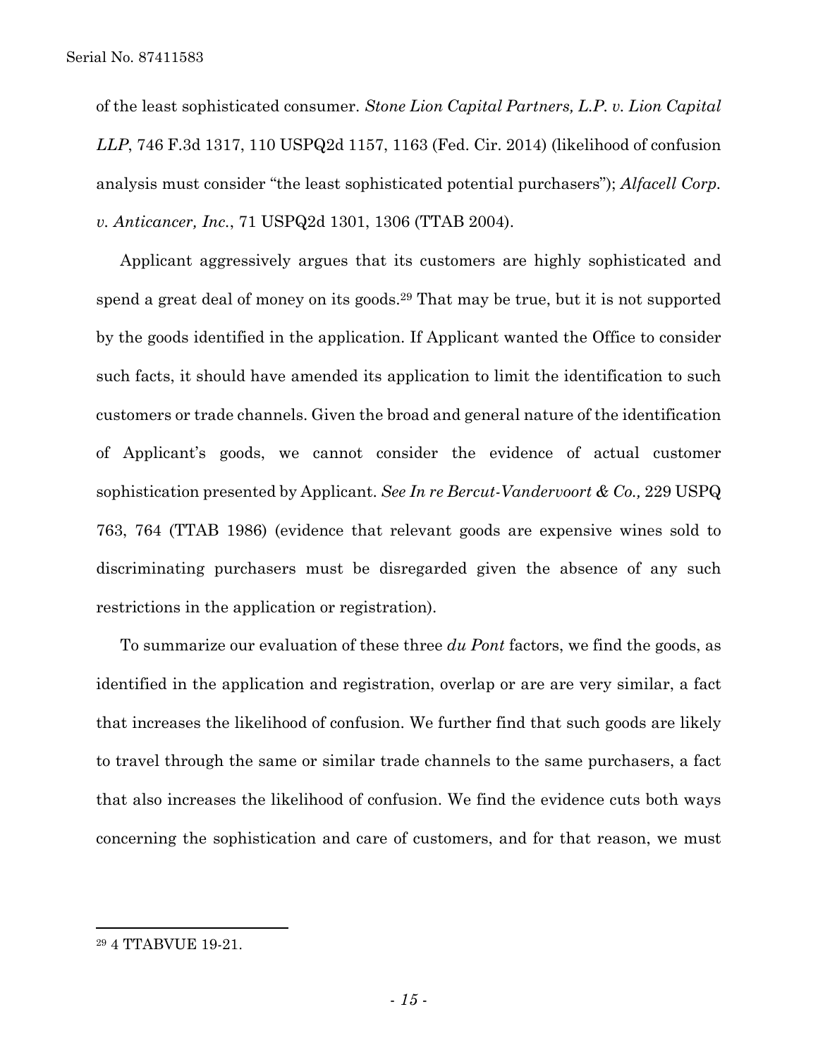of the least sophisticated consumer. *Stone Lion Capital Partners, L.P. v. Lion Capital LLP*, 746 F.3d 1317, 110 USPQ2d 1157, 1163 (Fed. Cir. 2014) (likelihood of confusion analysis must consider "the least sophisticated potential purchasers"); *Alfacell Corp. v. Anticancer, Inc.*, 71 USPQ2d 1301, 1306 (TTAB 2004).

Applicant aggressively argues that its customers are highly sophisticated and spend a great deal of money on its goods.[29] That may be true, but it is not supported by the goods identified in the application. If Applicant wanted the Office to consider such facts, it should have amended its application to limit the identification to such customers or trade channels. Given the broad and general nature of the identification of Applicant's goods, we cannot consider the evidence of actual customer sophistication presented by Applicant. *See In re Bercut-Vandervoort & Co.,* 229 USPQ 763, 764 (TTAB 1986) (evidence that relevant goods are expensive wines sold to discriminating purchasers must be disregarded given the absence of any such restrictions in the application or registration).

To summarize our evaluation of these three *du Pont* factors, we find the goods, as identified in the application and registration, overlap or are are very similar, a fact that increases the likelihood of confusion. We further find that such goods are likely to travel through the same or similar trade channels to the same purchasers, a fact that also increases the likelihood of confusion. We find the evidence cuts both ways concerning the sophistication and care of customers, and for that reason, we must

---

[29] 4 TTABVUE 19-21.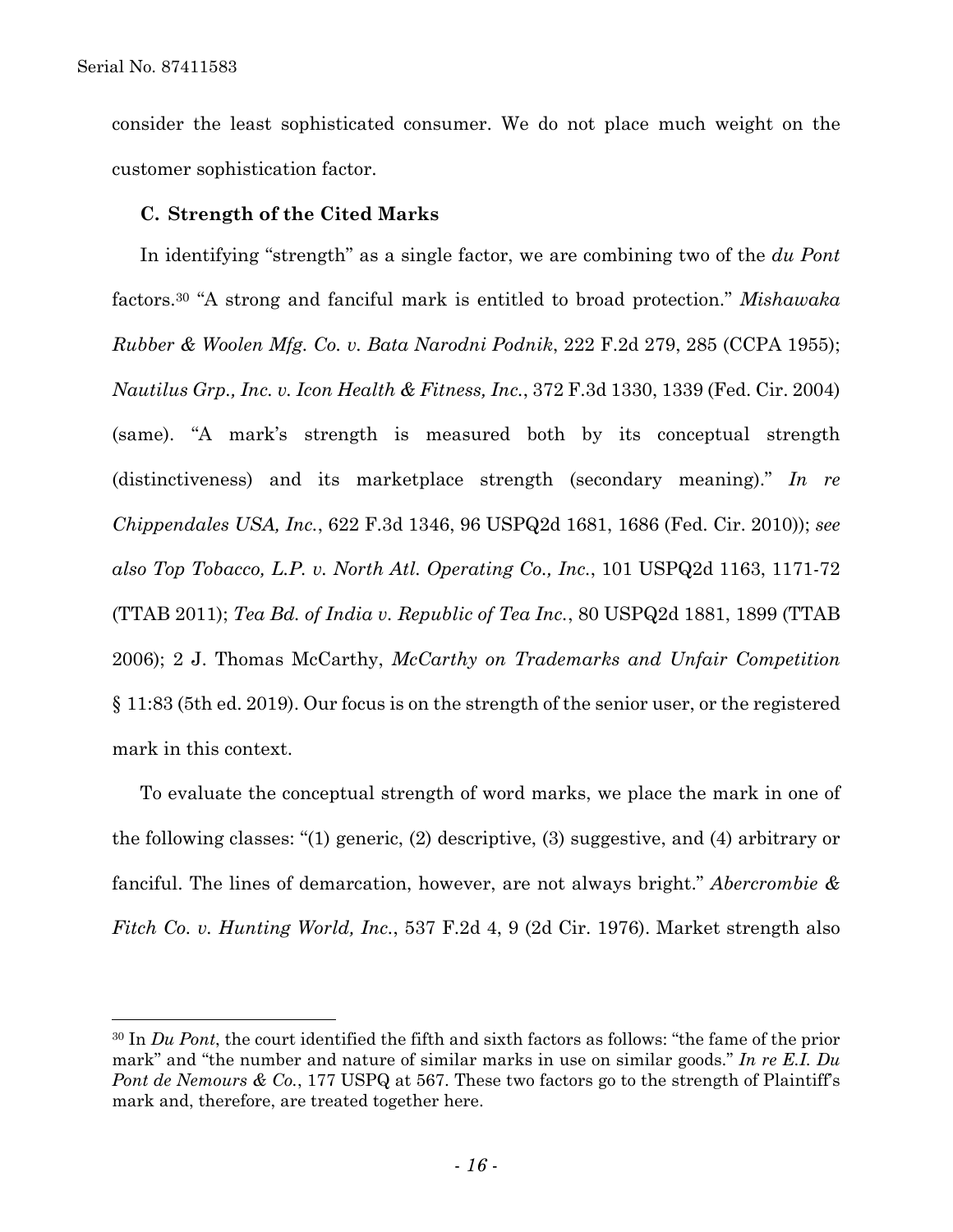consider the least sophisticated consumer. We do not place much weight on the customer sophistication factor.

### C. Strength of the Cited Marks

In identifying "strength" as a single factor, we are combining two of the *du Pont* factors.[30] "A strong and fanciful mark is entitled to broad protection." *Mishawaka Rubber & Woolen Mfg. Co. v. Bata Narodni Podnik*, 222 F.2d 279, 285 (CCPA 1955); *Nautilus Grp., Inc. v. Icon Health & Fitness, Inc.*, 372 F.3d 1330, 1339 (Fed. Cir. 2004) (same). "A mark's strength is measured both by its conceptual strength (distinctiveness) and its marketplace strength (secondary meaning)." *In re Chippendales USA, Inc.*, 622 F.3d 1346, 96 USPQ2d 1681, 1686 (Fed. Cir. 2010)); *see also Top Tobacco, L.P. v. North Atl. Operating Co., Inc.*, 101 USPQ2d 1163, 1171-72 (TTAB 2011); *Tea Bd. of India v. Republic of Tea Inc.*, 80 USPQ2d 1881, 1899 (TTAB 2006); 2 J. Thomas McCarthy, *McCarthy on Trademarks and Unfair Competition* § 11:83 (5th ed. 2019). Our focus is on the strength of the senior user, or the registered mark in this context.

To evaluate the conceptual strength of word marks, we place the mark in one of the following classes: "(1) generic, (2) descriptive, (3) suggestive, and (4) arbitrary or fanciful. The lines of demarcation, however, are not always bright." *Abercrombie & Fitch Co. v. Hunting World, Inc.*, 537 F.2d 4, 9 (2d Cir. 1976). Market strength also

---

[30] In *Du Pont*, the court identified the fifth and sixth factors as follows: "the fame of the prior mark" and "the number and nature of similar marks in use on similar goods." *In re E.I. Du Pont de Nemours & Co.*, 177 USPQ at 567. These two factors go to the strength of Plaintiff's mark and, therefore, are treated together here.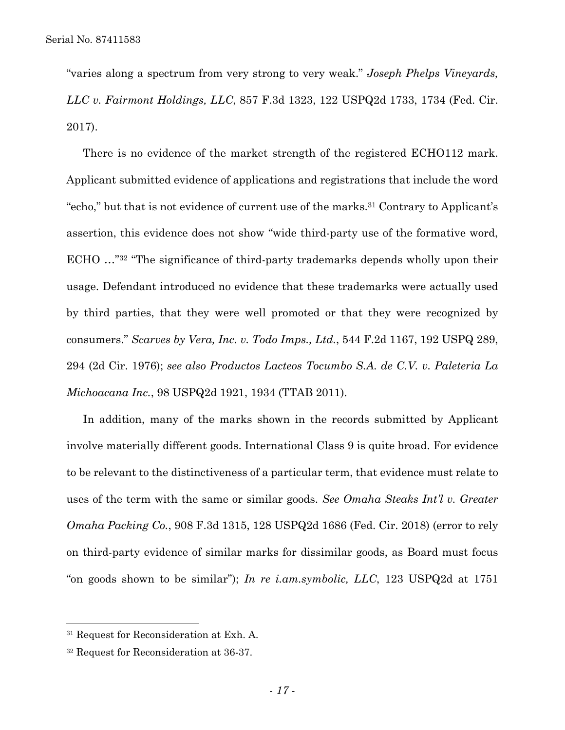"varies along a spectrum from very strong to very weak." *Joseph Phelps Vineyards, LLC v. Fairmont Holdings, LLC*, 857 F.3d 1323, 122 USPQ2d 1733, 1734 (Fed. Cir. 2017).

There is no evidence of the market strength of the registered ECHO112 mark. Applicant submitted evidence of applications and registrations that include the word "echo," but that is not evidence of current use of the marks.[31] Contrary to Applicant's assertion, this evidence does not show "wide third-party use of the formative word, ECHO …"[32] "The significance of third-party trademarks depends wholly upon their usage. Defendant introduced no evidence that these trademarks were actually used by third parties, that they were well promoted or that they were recognized by consumers." *Scarves by Vera, Inc. v. Todo Imps., Ltd.*, 544 F.2d 1167, 192 USPQ 289, 294 (2d Cir. 1976); *see also Productos Lacteos Tocumbo S.A. de C.V. v. Paleteria La Michoacana Inc.*, 98 USPQ2d 1921, 1934 (TTAB 2011).

In addition, many of the marks shown in the records submitted by Applicant involve materially different goods. International Class 9 is quite broad. For evidence to be relevant to the distinctiveness of a particular term, that evidence must relate to uses of the term with the same or similar goods. *See Omaha Steaks Int'l v. Greater Omaha Packing Co.*, 908 F.3d 1315, 128 USPQ2d 1686 (Fed. Cir. 2018) (error to rely on third-party evidence of similar marks for dissimilar goods, as Board must focus "on goods shown to be similar"); *In re i.am.symbolic, LLC*, 123 USPQ2d at 1751

---

[31] Request for Reconsideration at Exh. A.

[32] Request for Reconsideration at 36-37.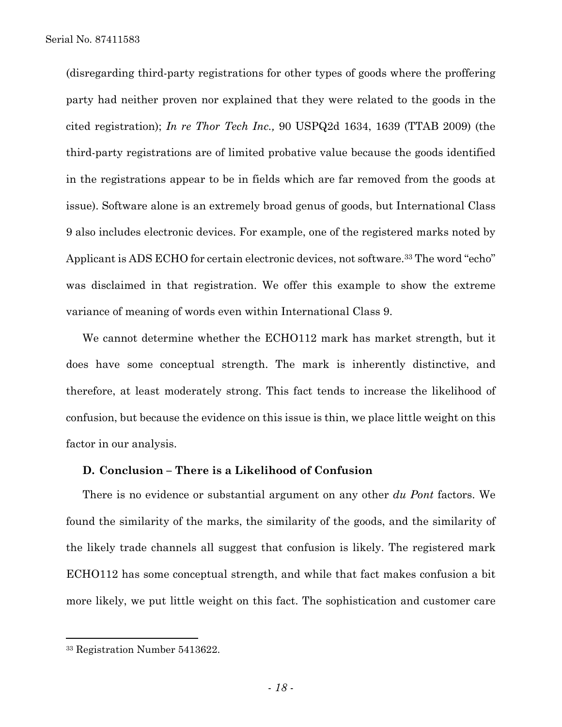(disregarding third-party registrations for other types of goods where the proffering party had neither proven nor explained that they were related to the goods in the cited registration); *In re Thor Tech Inc.,* 90 USPQ2d 1634, 1639 (TTAB 2009) (the third-party registrations are of limited probative value because the goods identified in the registrations appear to be in fields which are far removed from the goods at issue). Software alone is an extremely broad genus of goods, but International Class 9 also includes electronic devices. For example, one of the registered marks noted by Applicant is ADS ECHO for certain electronic devices, not software.[33] The word "echo" was disclaimed in that registration. We offer this example to show the extreme variance of meaning of words even within International Class 9.

We cannot determine whether the ECHO112 mark has market strength, but it does have some conceptual strength. The mark is inherently distinctive, and therefore, at least moderately strong. This fact tends to increase the likelihood of confusion, but because the evidence on this issue is thin, we place little weight on this factor in our analysis.

### D. Conclusion – There is a Likelihood of Confusion

There is no evidence or substantial argument on any other *du Pont* factors. We found the similarity of the marks, the similarity of the goods, and the similarity of the likely trade channels all suggest that confusion is likely. The registered mark ECHO112 has some conceptual strength, and while that fact makes confusion a bit more likely, we put little weight on this fact. The sophistication and customer care

---

[33] Registration Number 5413622.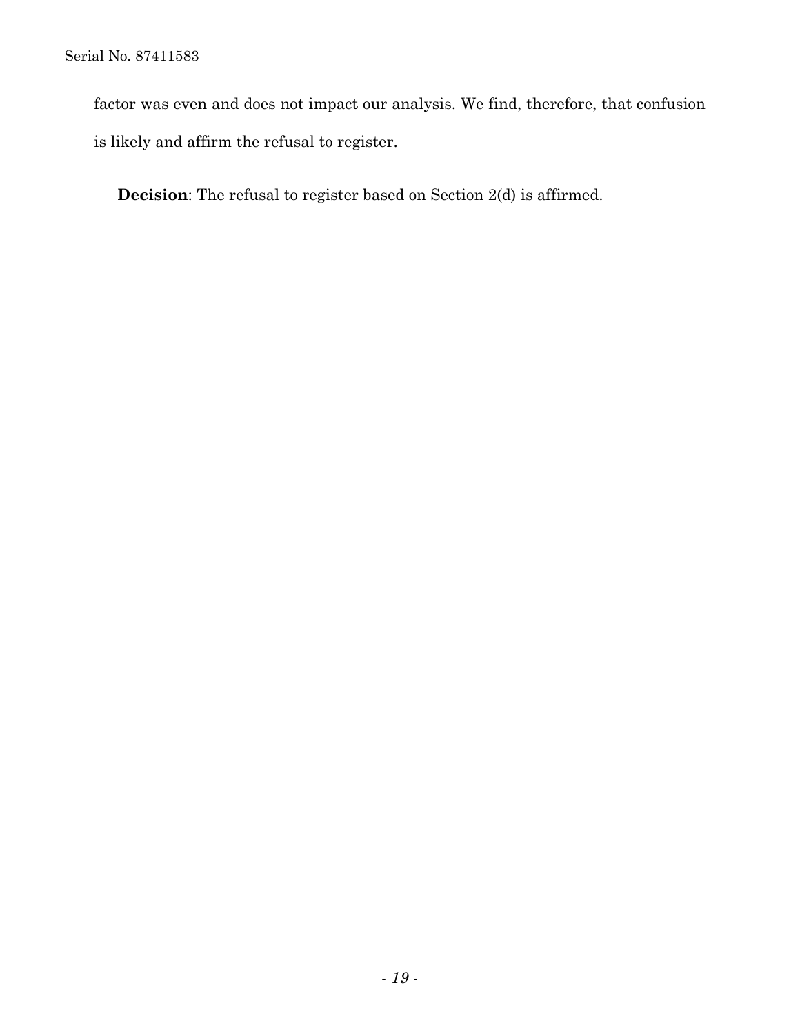factor was even and does not impact our analysis. We find, therefore, that confusion is likely and affirm the refusal to register.

**Decision**: The refusal to register based on Section 2(d) is affirmed.